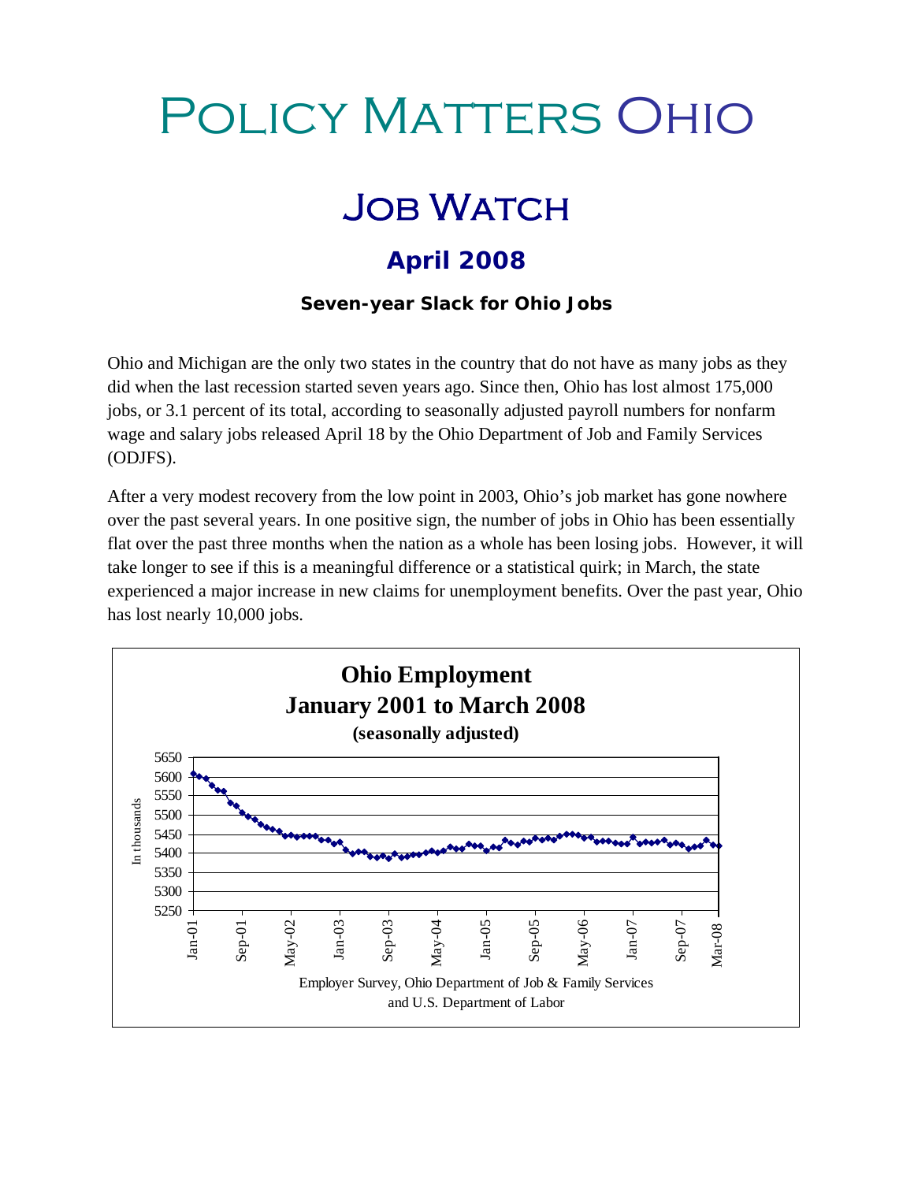# Policy Matters Ohio

## Job Watch

### April 2008

#### Seven-year Slack for Ohio Jobs

Ohio and Michigan are the only two states in the country that do not have as many jobs as they did when the last recession started seven years ago. Since then, Ohio has lost almost 175,000 jobs, or 3.1 percent of its total, according to seasonally adjusted payroll numbers for nonfarm wage and salary jobs released April 18 by the Ohio Department of Job and Family Services (ODJFS).

After a very modest recovery from the low point in 2003, Ohio's job market has gone nowhere over the past several years. In one positive sign, the number of jobs in Ohio has been essentially flat over the past three months when the nation as a whole has been losing jobs. However, it will take longer to see if this is a meaningful difference or a statistical quirk; in March, the state experienced a major increase in new claims for unemployment benefits. Over the past year, Ohio has lost nearly 10,000 jobs.

**Ohio Employment**
**January 2001 to March 2008**
**(seasonally adjusted)**

Employer Survey, Ohio Department of Job & Family Services and U.S. Department of Labor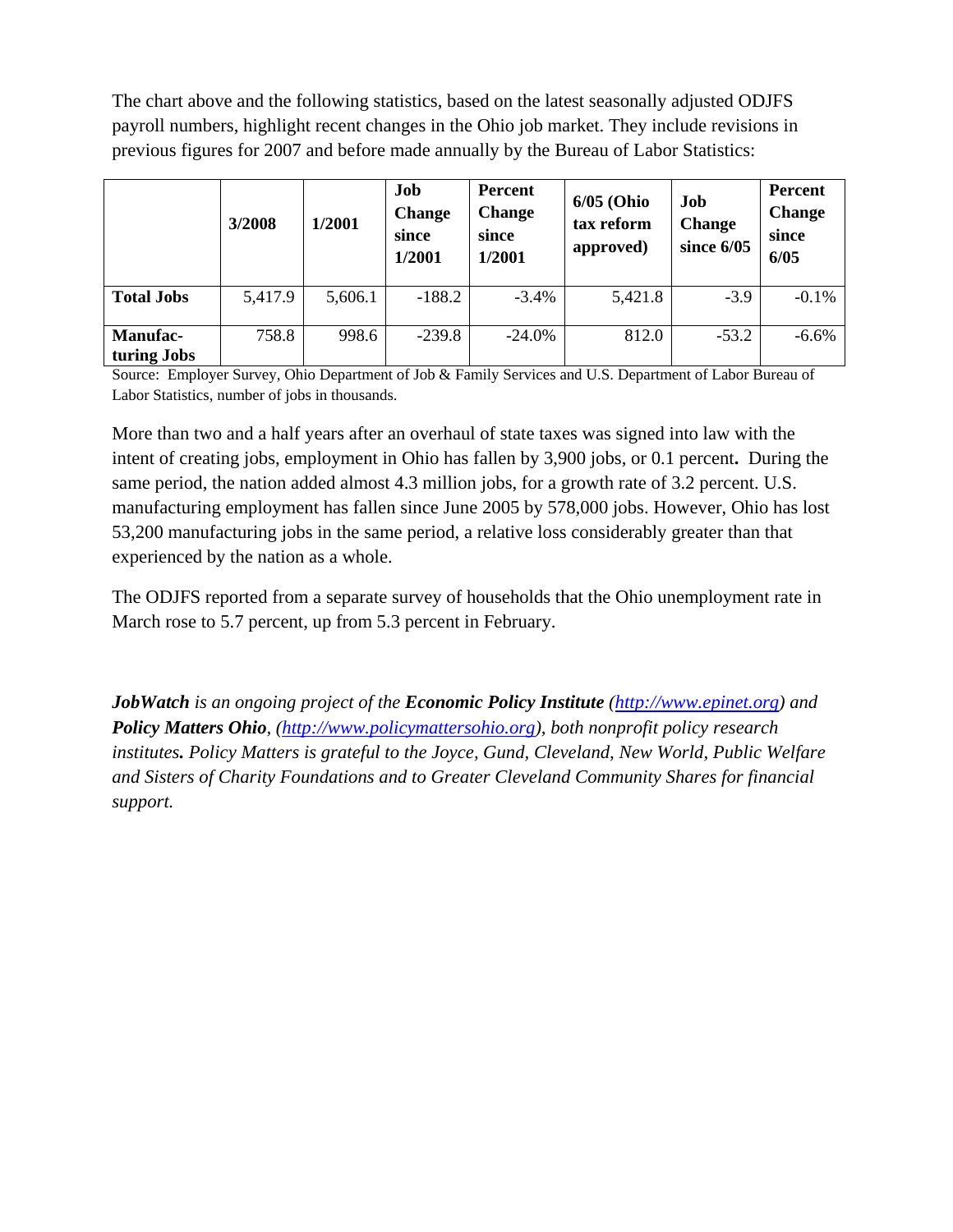The chart above and the following statistics, based on the latest seasonally adjusted ODJFS payroll numbers, highlight recent changes in the Ohio job market. They include revisions in previous figures for 2007 and before made annually by the Bureau of Labor Statistics:

| | 3/2008 | 1/2001 | Job Change since 1/2001 | Percent Change since 1/2001 | 6/05 (Ohio tax reform approved) | Job Change since 6/05 | Percent Change since 6/05 |
|---|---|---|---|---|---|---|---|
| **Total Jobs** | 5,417.9 | 5,606.1 | -188.2 | -3.4% | 5,421.8 | -3.9 | -0.1% |
| **Manufac-turing Jobs** | 758.8 | 998.6 | -239.8 | -24.0% | 812.0 | -53.2 | -6.6% |

Source: Employer Survey, Ohio Department of Job & Family Services and U.S. Department of Labor Bureau of Labor Statistics, number of jobs in thousands.

More than two and a half years after an overhaul of state taxes was signed into law with the intent of creating jobs, employment in Ohio has fallen by 3,900 jobs, or 0.1 percent**.** During the same period, the nation added almost 4.3 million jobs, for a growth rate of 3.2 percent. U.S. manufacturing employment has fallen since June 2005 by 578,000 jobs. However, Ohio has lost 53,200 manufacturing jobs in the same period, a relative loss considerably greater than that experienced by the nation as a whole.

The ODJFS reported from a separate survey of households that the Ohio unemployment rate in March rose to 5.7 percent, up from 5.3 percent in February.

***JobWatch*** *is an ongoing project of the* ***Economic Policy Institute*** *(http://www.epinet.org) and* ***Policy Matters Ohio****, (http://www.policymattersohio.org), both nonprofit policy research institutes. Policy Matters is grateful to the Joyce, Gund, Cleveland, New World, Public Welfare and Sisters of Charity Foundations and to Greater Cleveland Community Shares for financial support.*